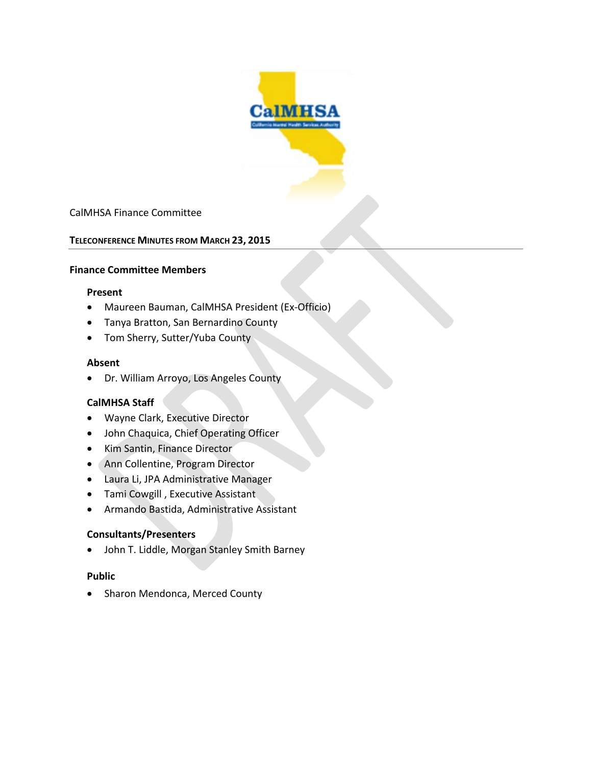CalMHSA Finance Committee

## Teleconference Minutes from March 23, 2015

### Finance Committee Members

**Present**

- Maureen Bauman, CalMHSA President (Ex-Officio)
- Tanya Bratton, San Bernardino County
- Tom Sherry, Sutter/Yuba County

**Absent**

- Dr. William Arroyo, Los Angeles County

**CalMHSA Staff**

- Wayne Clark, Executive Director
- John Chaquica, Chief Operating Officer
- Kim Santin, Finance Director
- Ann Collentine, Program Director
- Laura Li, JPA Administrative Manager
- Tami Cowgill , Executive Assistant
- Armando Bastida, Administrative Assistant

**Consultants/Presenters**

- John T. Liddle, Morgan Stanley Smith Barney

**Public**

- Sharon Mendonca, Merced County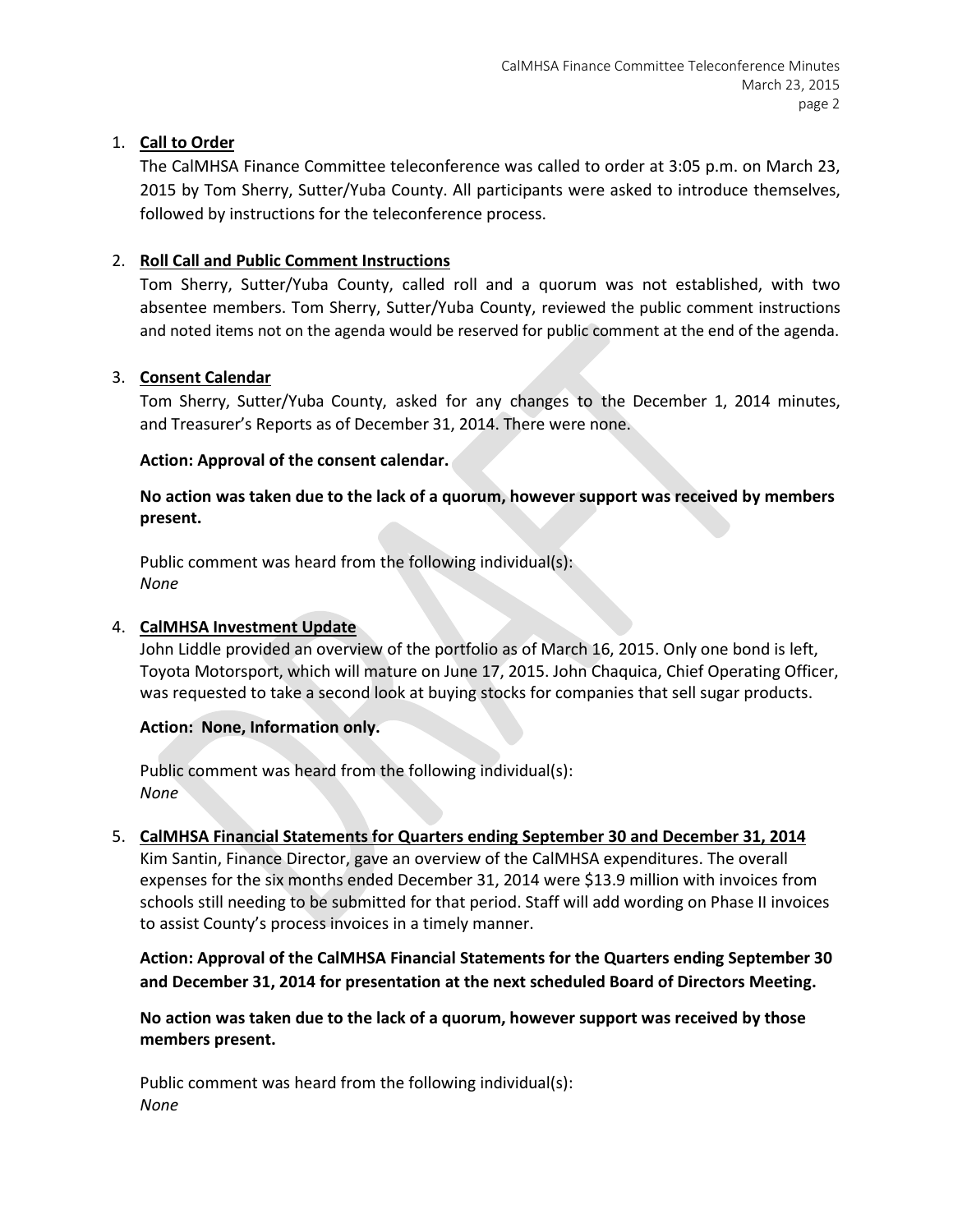1. **Call to Order**

   The CalMHSA Finance Committee teleconference was called to order at 3:05 p.m. on March 23, 2015 by Tom Sherry, Sutter/Yuba County. All participants were asked to introduce themselves, followed by instructions for the teleconference process.

2. **Roll Call and Public Comment Instructions**

   Tom Sherry, Sutter/Yuba County, called roll and a quorum was not established, with two absentee members. Tom Sherry, Sutter/Yuba County, reviewed the public comment instructions and noted items not on the agenda would be reserved for public comment at the end of the agenda.

3. **Consent Calendar**

   Tom Sherry, Sutter/Yuba County, asked for any changes to the December 1, 2014 minutes, and Treasurer's Reports as of December 31, 2014. There were none.

   **Action: Approval of the consent calendar.**

   **No action was taken due to the lack of a quorum, however support was received by members present.**

   Public comment was heard from the following individual(s):
   *None*

4. **CalMHSA Investment Update**

   John Liddle provided an overview of the portfolio as of March 16, 2015. Only one bond is left, Toyota Motorsport, which will mature on June 17, 2015. John Chaquica, Chief Operating Officer, was requested to take a second look at buying stocks for companies that sell sugar products.

   **Action: None, Information only.**

   Public comment was heard from the following individual(s):
   *None*

5. **CalMHSA Financial Statements for Quarters ending September 30 and December 31, 2014**

   Kim Santin, Finance Director, gave an overview of the CalMHSA expenditures. The overall expenses for the six months ended December 31, 2014 were $13.9 million with invoices from schools still needing to be submitted for that period. Staff will add wording on Phase II invoices to assist County's process invoices in a timely manner.

   **Action: Approval of the CalMHSA Financial Statements for the Quarters ending September 30 and December 31, 2014 for presentation at the next scheduled Board of Directors Meeting.**

   **No action was taken due to the lack of a quorum, however support was received by those members present.**

   Public comment was heard from the following individual(s):
   *None*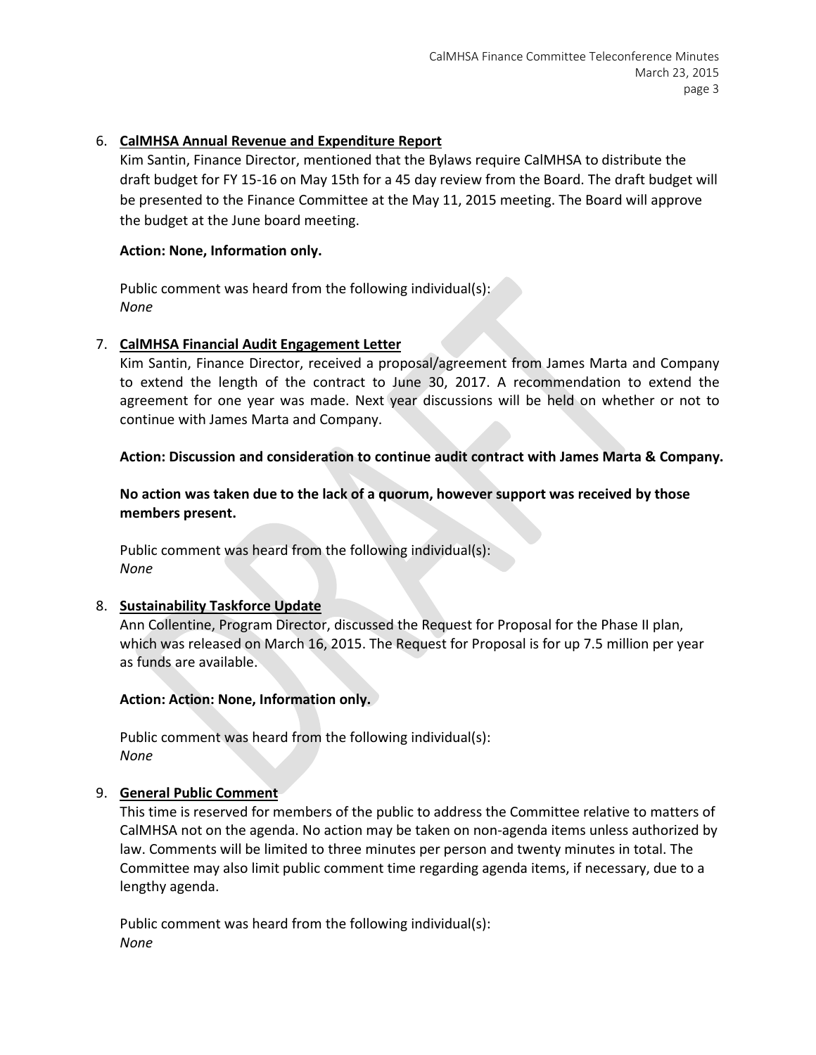6. **CalMHSA Annual Revenue and Expenditure Report**

   Kim Santin, Finance Director, mentioned that the Bylaws require CalMHSA to distribute the draft budget for FY 15-16 on May 15th for a 45 day review from the Board. The draft budget will be presented to the Finance Committee at the May 11, 2015 meeting. The Board will approve the budget at the June board meeting.

   **Action: None, Information only.**

   Public comment was heard from the following individual(s):
   *None*

7. **CalMHSA Financial Audit Engagement Letter**

   Kim Santin, Finance Director, received a proposal/agreement from James Marta and Company to extend the length of the contract to June 30, 2017. A recommendation to extend the agreement for one year was made. Next year discussions will be held on whether or not to continue with James Marta and Company.

   **Action: Discussion and consideration to continue audit contract with James Marta & Company.**

   **No action was taken due to the lack of a quorum, however support was received by those members present.**

   Public comment was heard from the following individual(s):
   *None*

8. **Sustainability Taskforce Update**

   Ann Collentine, Program Director, discussed the Request for Proposal for the Phase II plan, which was released on March 16, 2015. The Request for Proposal is for up 7.5 million per year as funds are available.

   **Action: Action: None, Information only.**

   Public comment was heard from the following individual(s):
   *None*

9. **General Public Comment**

   This time is reserved for members of the public to address the Committee relative to matters of CalMHSA not on the agenda. No action may be taken on non-agenda items unless authorized by law. Comments will be limited to three minutes per person and twenty minutes in total. The Committee may also limit public comment time regarding agenda items, if necessary, due to a lengthy agenda.

   Public comment was heard from the following individual(s):
   *None*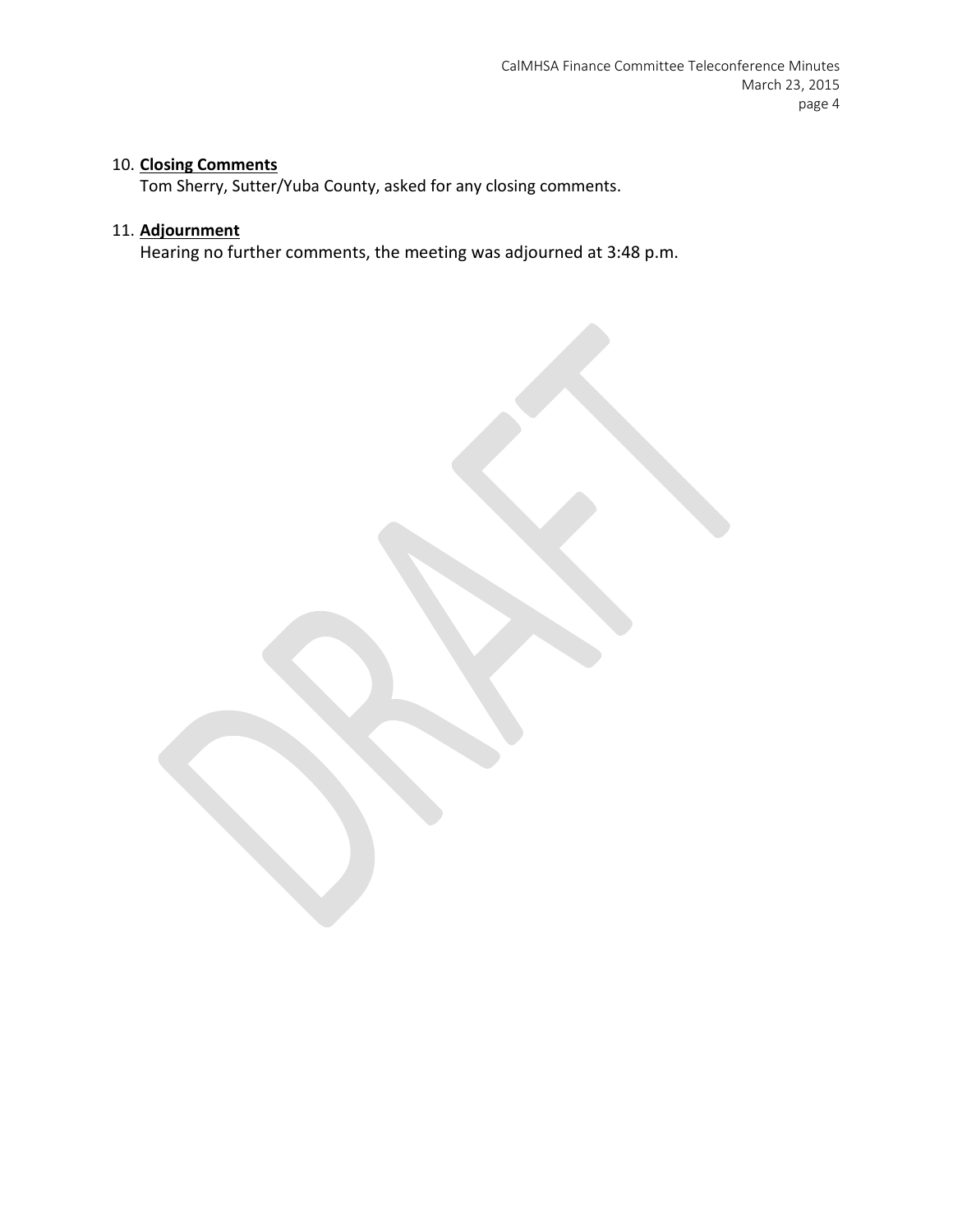10. **Closing Comments**
    Tom Sherry, Sutter/Yuba County, asked for any closing comments.

11. **Adjournment**
    Hearing no further comments, the meeting was adjourned at 3:48 p.m.